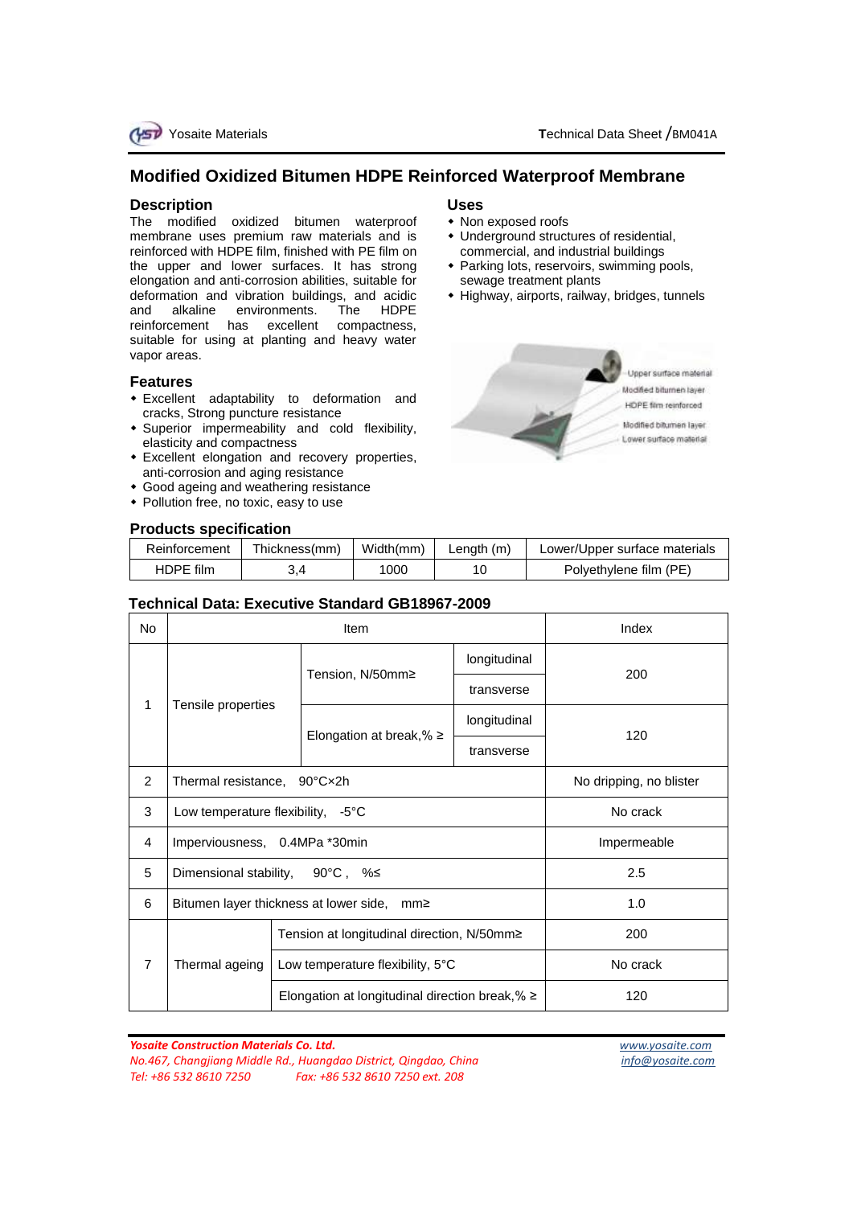Yosaite Materials — Technical Data Sheet /BM041A

# Modified Oxidized Bitumen HDPE Reinforced Waterproof Membrane

## Description

The modified oxidized bitumen waterproof membrane uses premium raw materials and is reinforced with HDPE film, finished with PE film on the upper and lower surfaces. It has strong elongation and anti-corrosion abilities, suitable for deformation and vibration buildings, and acidic and alkaline environments. The HDPE reinforcement has excellent compactness, suitable for using at planting and heavy water vapor areas.

## Features

- Excellent adaptability to deformation and cracks, Strong puncture resistance
- Superior impermeability and cold flexibility, elasticity and compactness
- Excellent elongation and recovery properties, anti-corrosion and aging resistance
- Good ageing and weathering resistance
- Pollution free, no toxic, easy to use

## Uses

- Non exposed roofs
- Underground structures of residential, commercial, and industrial buildings
- Parking lots, reservoirs, swimming pools, sewage treatment plants
- Highway, airports, railway, bridges, tunnels

Upper surface material
Modified bitumen layer
HDPE film reinforced
Modified bitumen layer
Lower surface material

## Products specification

| Reinforcement | Thickness(mm) | Width(mm) | Length (m) | Lower/Upper surface materials |
|---|---|---|---|---|
| HDPE film | 3,4 | 1000 | 10 | Polyethylene film (PE) |

## Technical Data: Executive Standard GB18967-2009

| No | Item | | | Index |
|---|---|---|---|---|
| 1 | Tensile properties | Tension, N/50mm≥ | longitudinal | 200 |
| | | | transverse | |
| | | Elongation at break,% ≥ | longitudinal | 120 |
| | | | transverse | |
| 2 | Thermal resistance, 90°C×2h | | | No dripping, no blister |
| 3 | Low temperature flexibility, -5°C | | | No crack |
| 4 | Imperviousness, 0.4MPa *30min | | | Impermeable |
| 5 | Dimensional stability, 90°C , %≤ | | | 2.5 |
| 6 | Bitumen layer thickness at lower side, mm≥ | | | 1.0 |
| 7 | Thermal ageing | Tension at longitudinal direction, N/50mm≥ | | 200 |
| | | Low temperature flexibility, 5°C | | No crack |
| | | Elongation at longitudinal direction break,% ≥ | | 120 |

*Yosaite Construction Materials Co. Ltd.*
*No.467, Changjiang Middle Rd., Huangdao District, Qingdao, China*
*Tel: +86 532 8610 7250 Fax: +86 532 8610 7250 ext. 208*

www.yosaite.com
info@yosaite.com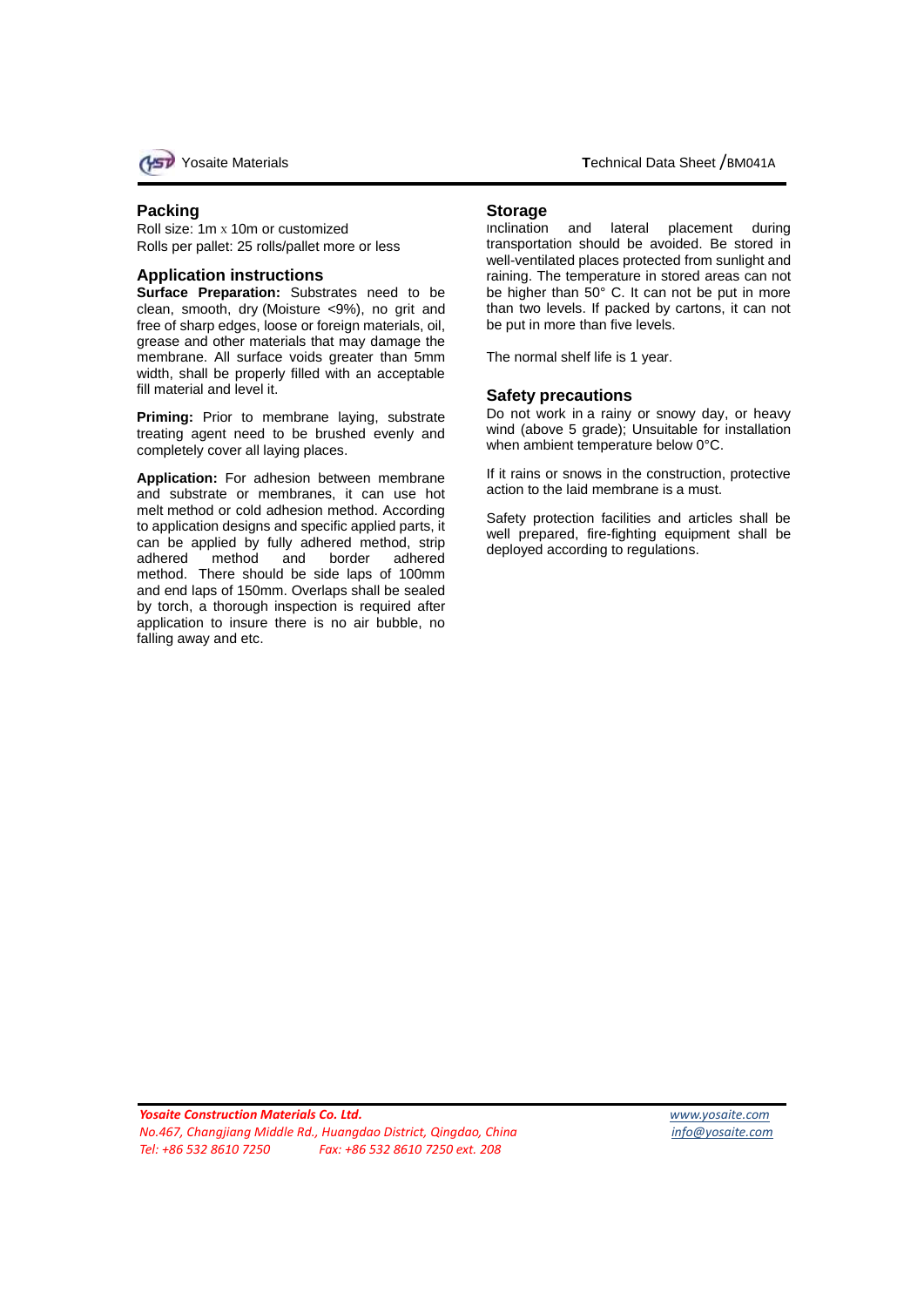## Packing

Roll size: 1m x 10m or customized
Rolls per pallet: 25 rolls/pallet more or less

## Application instructions

**Surface Preparation:** Substrates need to be clean, smooth, dry (Moisture <9%), no grit and free of sharp edges, loose or foreign materials, oil, grease and other materials that may damage the membrane. All surface voids greater than 5mm width, shall be properly filled with an acceptable fill material and level it.

**Priming:** Prior to membrane laying, substrate treating agent need to be brushed evenly and completely cover all laying places.

**Application:** For adhesion between membrane and substrate or membranes, it can use hot melt method or cold adhesion method. According to application designs and specific applied parts, it can be applied by fully adhered method, strip adhered method and border adhered method. There should be side laps of 100mm and end laps of 150mm. Overlaps shall be sealed by torch, a thorough inspection is required after application to insure there is no air bubble, no falling away and etc.

## Storage

Inclination and lateral placement during transportation should be avoided. Be stored in well-ventilated places protected from sunlight and raining. The temperature in stored areas can not be higher than 50° C. It can not be put in more than two levels. If packed by cartons, it can not be put in more than five levels.

The normal shelf life is 1 year.

## Safety precautions

Do not work in a rainy or snowy day, or heavy wind (above 5 grade); Unsuitable for installation when ambient temperature below 0°C.

If it rains or snows in the construction, protective action to the laid membrane is a must.

Safety protection facilities and articles shall be well prepared, fire-fighting equipment shall be deployed according to regulations.